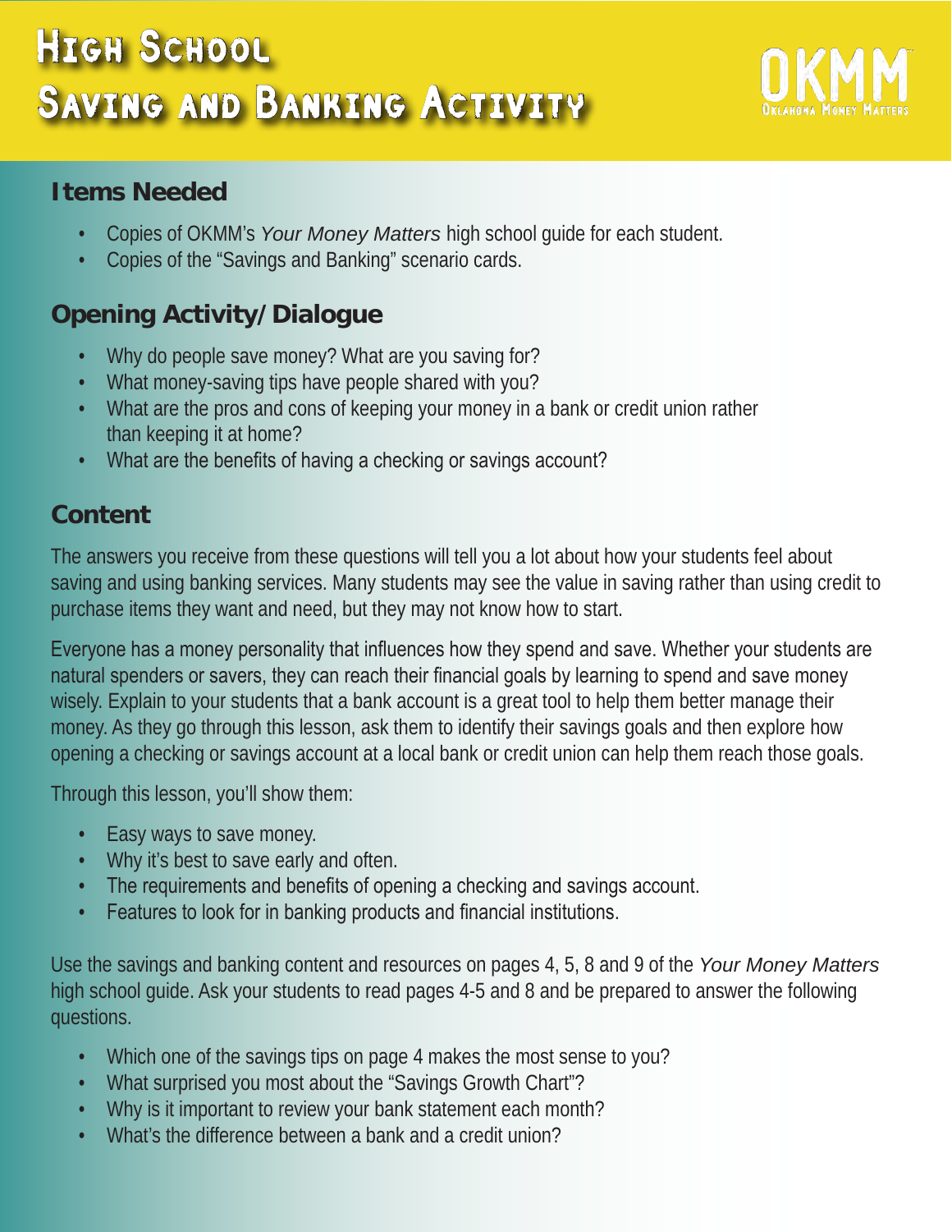# High School Saving and Banking Activity

OKMM
Oklahoma Money Matters

## Items Needed

- Copies of OKMM's *Your Money Matters* high school guide for each student.
- Copies of the "Savings and Banking" scenario cards.

## Opening Activity/Dialogue

- Why do people save money? What are you saving for?
- What money-saving tips have people shared with you?
- What are the pros and cons of keeping your money in a bank or credit union rather than keeping it at home?
- What are the benefits of having a checking or savings account?

## Content

The answers you receive from these questions will tell you a lot about how your students feel about saving and using banking services. Many students may see the value in saving rather than using credit to purchase items they want and need, but they may not know how to start.

Everyone has a money personality that influences how they spend and save. Whether your students are natural spenders or savers, they can reach their financial goals by learning to spend and save money wisely. Explain to your students that a bank account is a great tool to help them better manage their money. As they go through this lesson, ask them to identify their savings goals and then explore how opening a checking or savings account at a local bank or credit union can help them reach those goals.

Through this lesson, you'll show them:

- Easy ways to save money.
- Why it's best to save early and often.
- The requirements and benefits of opening a checking and savings account.
- Features to look for in banking products and financial institutions.

Use the savings and banking content and resources on pages 4, 5, 8 and 9 of the *Your Money Matters* high school guide. Ask your students to read pages 4-5 and 8 and be prepared to answer the following questions.

- Which one of the savings tips on page 4 makes the most sense to you?
- What surprised you most about the "Savings Growth Chart"?
- Why is it important to review your bank statement each month?
- What's the difference between a bank and a credit union?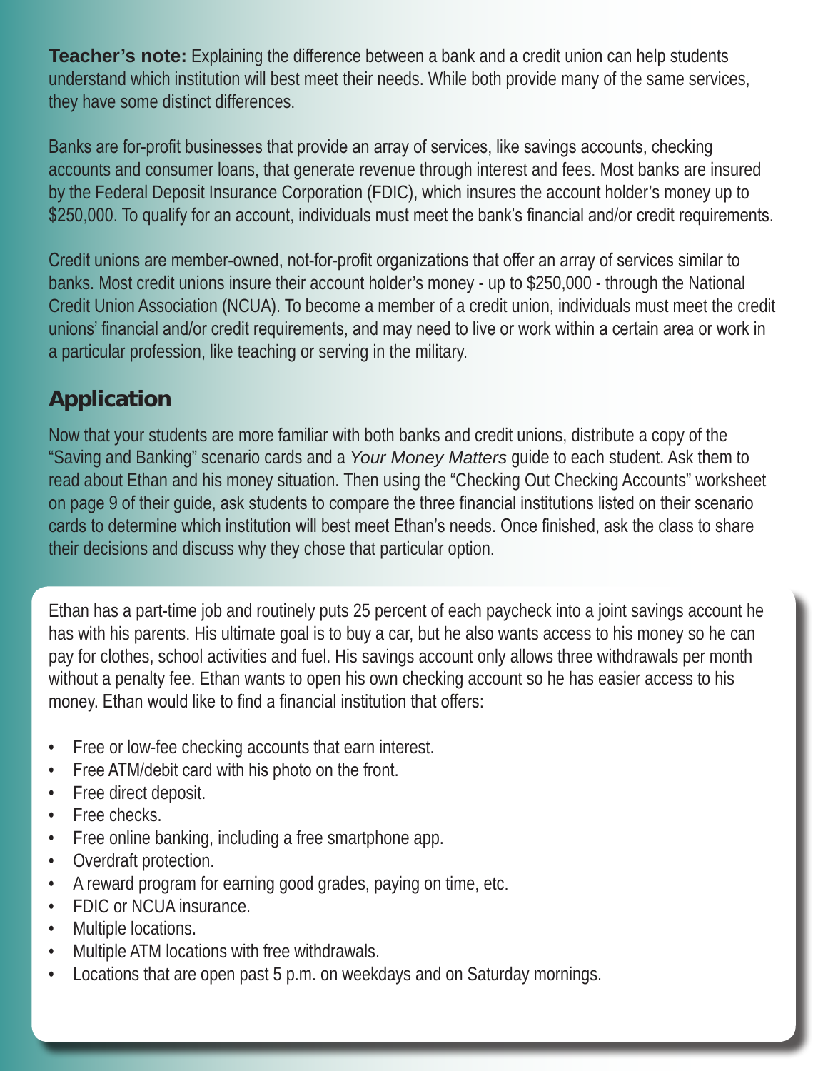**Teacher's note:** Explaining the difference between a bank and a credit union can help students understand which institution will best meet their needs. While both provide many of the same services, they have some distinct differences.

Banks are for-profit businesses that provide an array of services, like savings accounts, checking accounts and consumer loans, that generate revenue through interest and fees. Most banks are insured by the Federal Deposit Insurance Corporation (FDIC), which insures the account holder's money up to $250,000. To qualify for an account, individuals must meet the bank's financial and/or credit requirements.

Credit unions are member-owned, not-for-profit organizations that offer an array of services similar to banks. Most credit unions insure their account holder's money - up to $250,000 - through the National Credit Union Association (NCUA). To become a member of a credit union, individuals must meet the credit unions' financial and/or credit requirements, and may need to live or work within a certain area or work in a particular profession, like teaching or serving in the military.

## Application

Now that your students are more familiar with both banks and credit unions, distribute a copy of the "Saving and Banking" scenario cards and a *Your Money Matters* guide to each student. Ask them to read about Ethan and his money situation. Then using the "Checking Out Checking Accounts" worksheet on page 9 of their guide, ask students to compare the three financial institutions listed on their scenario cards to determine which institution will best meet Ethan's needs. Once finished, ask the class to share their decisions and discuss why they chose that particular option.

Ethan has a part-time job and routinely puts 25 percent of each paycheck into a joint savings account he has with his parents. His ultimate goal is to buy a car, but he also wants access to his money so he can pay for clothes, school activities and fuel. His savings account only allows three withdrawals per month without a penalty fee. Ethan wants to open his own checking account so he has easier access to his money. Ethan would like to find a financial institution that offers:

- Free or low-fee checking accounts that earn interest.
- Free ATM/debit card with his photo on the front.
- Free direct deposit.
- Free checks.
- Free online banking, including a free smartphone app.
- Overdraft protection.
- A reward program for earning good grades, paying on time, etc.
- FDIC or NCUA insurance.
- Multiple locations.
- Multiple ATM locations with free withdrawals.
- Locations that are open past 5 p.m. on weekdays and on Saturday mornings.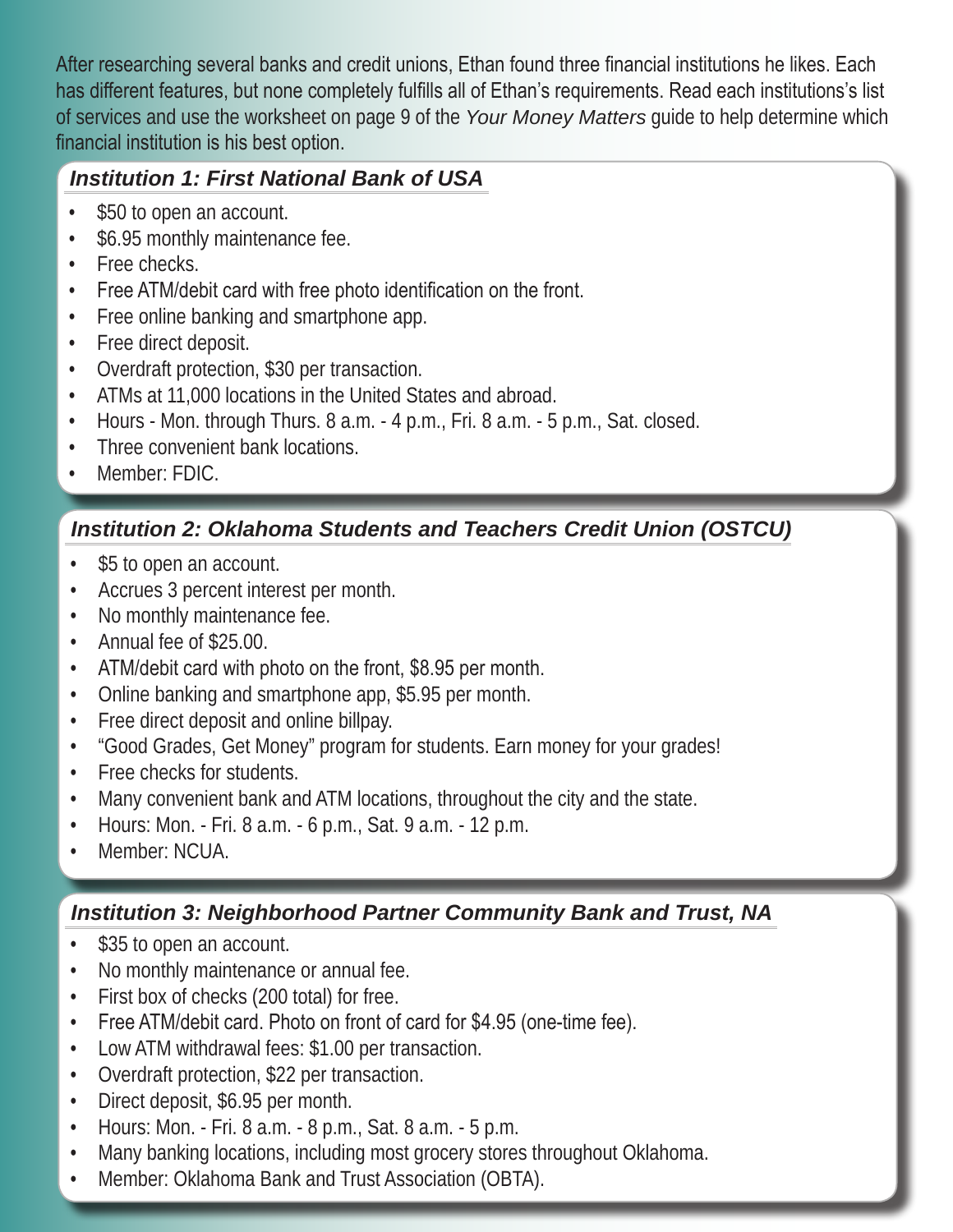After researching several banks and credit unions, Ethan found three financial institutions he likes. Each has different features, but none completely fulfills all of Ethan's requirements. Read each institutions's list of services and use the worksheet on page 9 of the *Your Money Matters* guide to help determine which financial institution is his best option.

## *Institution 1: First National Bank of USA*

- $50 to open an account.
- $6.95 monthly maintenance fee.
- Free checks.
- Free ATM/debit card with free photo identification on the front.
- Free online banking and smartphone app.
- Free direct deposit.
- Overdraft protection, $30 per transaction.
- ATMs at 11,000 locations in the United States and abroad.
- Hours - Mon. through Thurs. 8 a.m. - 4 p.m., Fri. 8 a.m. - 5 p.m., Sat. closed.
- Three convenient bank locations.
- Member: FDIC.

## *Institution 2: Oklahoma Students and Teachers Credit Union (OSTCU)*

- $5 to open an account.
- Accrues 3 percent interest per month.
- No monthly maintenance fee.
- Annual fee of $25.00.
- ATM/debit card with photo on the front, $8.95 per month.
- Online banking and smartphone app, $5.95 per month.
- Free direct deposit and online billpay.
- "Good Grades, Get Money" program for students. Earn money for your grades!
- Free checks for students.
- Many convenient bank and ATM locations, throughout the city and the state.
- Hours: Mon. - Fri. 8 a.m. - 6 p.m., Sat. 9 a.m. - 12 p.m.
- Member: NCUA.

## *Institution 3: Neighborhood Partner Community Bank and Trust, NA*

- $35 to open an account.
- No monthly maintenance or annual fee.
- First box of checks (200 total) for free.
- Free ATM/debit card. Photo on front of card for $4.95 (one-time fee).
- Low ATM withdrawal fees: $1.00 per transaction.
- Overdraft protection, $22 per transaction.
- Direct deposit, $6.95 per month.
- Hours: Mon. - Fri. 8 a.m. - 8 p.m., Sat. 8 a.m. - 5 p.m.
- Many banking locations, including most grocery stores throughout Oklahoma.
- Member: Oklahoma Bank and Trust Association (OBTA).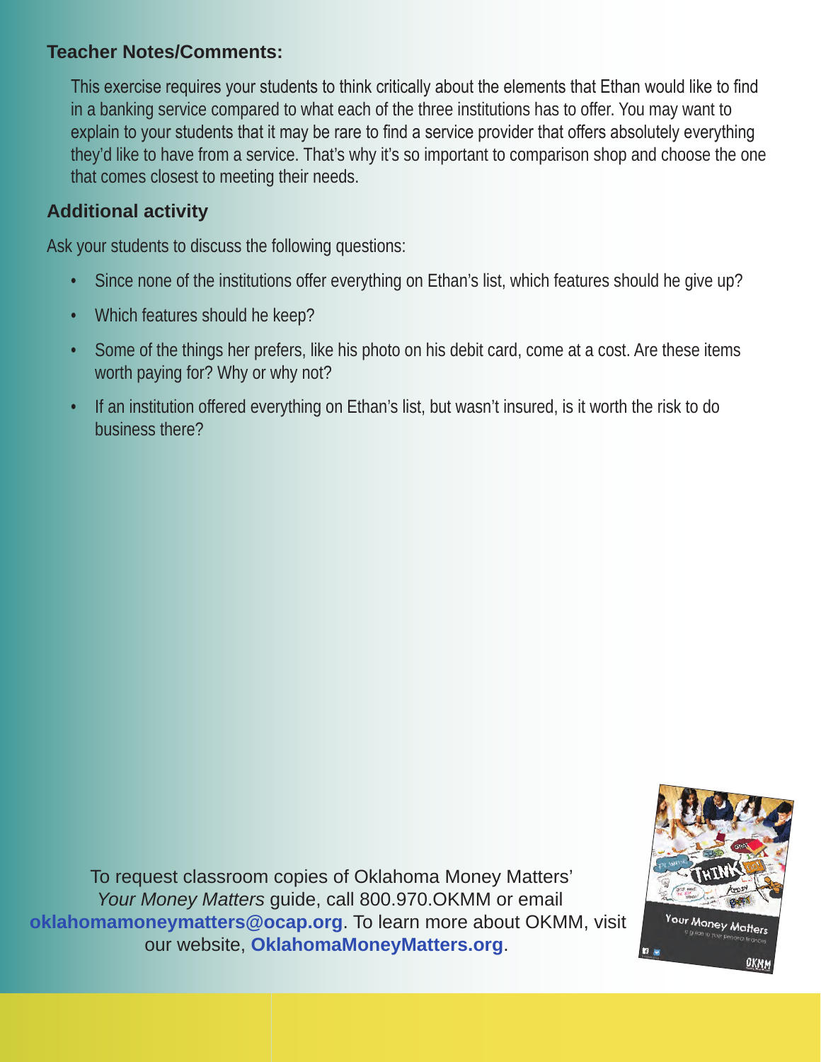## Teacher Notes/Comments:

This exercise requires your students to think critically about the elements that Ethan would like to find in a banking service compared to what each of the three institutions has to offer. You may want to explain to your students that it may be rare to find a service provider that offers absolutely everything they'd like to have from a service. That's why it's so important to comparison shop and choose the one that comes closest to meeting their needs.

## Additional activity

Ask your students to discuss the following questions:

- Since none of the institutions offer everything on Ethan's list, which features should he give up?
- Which features should he keep?
- Some of the things her prefers, like his photo on his debit card, come at a cost. Are these items worth paying for? Why or why not?
- If an institution offered everything on Ethan's list, but wasn't insured, is it worth the risk to do business there?

To request classroom copies of Oklahoma Money Matters' *Your Money Matters* guide, call 800.970.OKMM or email **oklahomamoneymatters@ocap.org**. To learn more about OKMM, visit our website, **OklahomaMoneyMatters.org**.